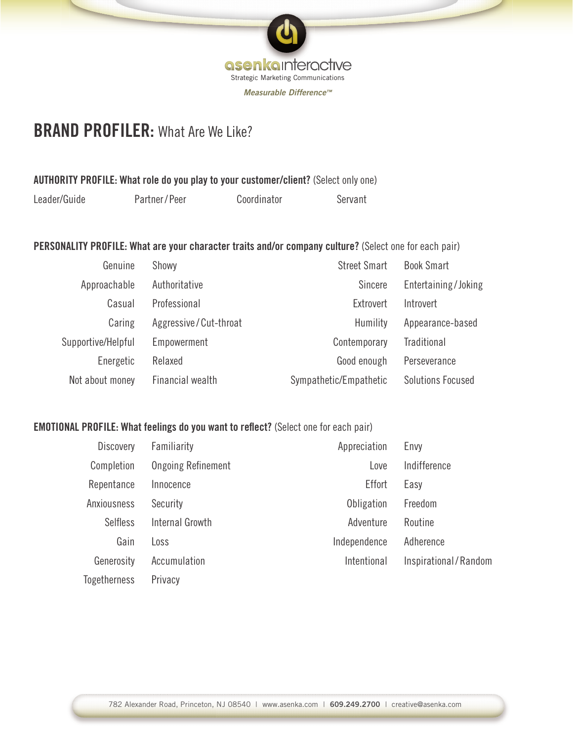asenka interactive
Strategic Marketing Communications
*Measurable Difference™*

# BRAND PROFILER: What Are We Like?

**AUTHORITY PROFILE: What role do you play to your customer/client?** (Select only one)

Leader/Guide | Partner/Peer | Coordinator | Servant

**PERSONALITY PROFILE: What are your character traits and/or company culture?** (Select one for each pair)

| | | | |
|---|---|---|---|
| Genuine | Showy | Street Smart | Book Smart |
| Approachable | Authoritative | Sincere | Entertaining/Joking |
| Casual | Professional | Extrovert | Introvert |
| Caring | Aggressive/Cut-throat | Humility | Appearance-based |
| Supportive/Helpful | Empowerment | Contemporary | Traditional |
| Energetic | Relaxed | Good enough | Perseverance |
| Not about money | Financial wealth | Sympathetic/Empathetic | Solutions Focused |

**EMOTIONAL PROFILE: What feelings do you want to reflect?** (Select one for each pair)

| | | | |
|---|---|---|---|
| Discovery | Familiarity | Appreciation | Envy |
| Completion | Ongoing Refinement | Love | Indifference |
| Repentance | Innocence | Effort | Easy |
| Anxiousness | Security | Obligation | Freedom |
| Selfless | Internal Growth | Adventure | Routine |
| Gain | Loss | Independence | Adherence |
| Generosity | Accumulation | Intentional | Inspirational/Random |
| Togetherness | Privacy | | |

782 Alexander Road, Princeton, NJ 08540 | www.asenka.com | **609.249.2700** | creative@asenka.com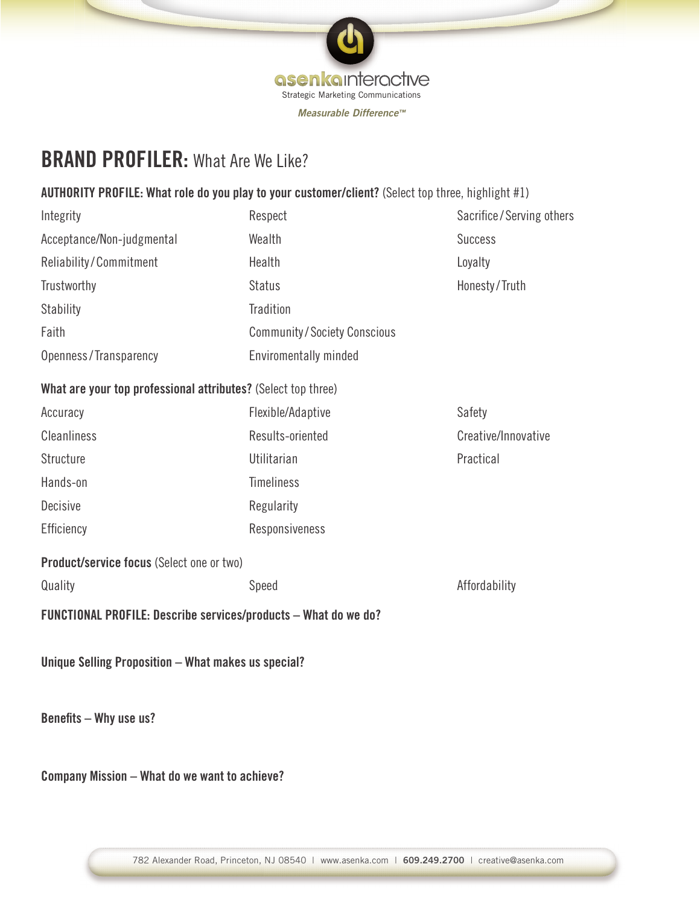asenkainteractive

Strategic Marketing Communications

*Measurable Difference™*

# BRAND PROFILER: What Are We Like?

**AUTHORITY PROFILE: What role do you play to your customer/client?** (Select top three, highlight #1)

| | | |
|---|---|---|
| Integrity | Respect | Sacrifice/Serving others |
| Acceptance/Non-judgmental | Wealth | Success |
| Reliability/Commitment | Health | Loyalty |
| Trustworthy | Status | Honesty/Truth |
| Stability | Tradition | |
| Faith | Community/Society Conscious | |
| Openness/Transparency | Enviromentally minded | |

**What are your top professional attributes?** (Select top three)

| | | |
|---|---|---|
| Accuracy | Flexible/Adaptive | Safety |
| Cleanliness | Results-oriented | Creative/Innovative |
| Structure | Utilitarian | Practical |
| Hands-on | Timeliness | |
| Decisive | Regularity | |
| Efficiency | Responsiveness | |

**Product/service focus** (Select one or two)

| | | |
|---|---|---|
| Quality | Speed | Affordability |

**FUNCTIONAL PROFILE: Describe services/products – What do we do?**

**Unique Selling Proposition – What makes us special?**

**Benefits – Why use us?**

**Company Mission – What do we want to achieve?**

782 Alexander Road, Princeton, NJ 08540 | www.asenka.com | **609.249.2700** | creative@asenka.com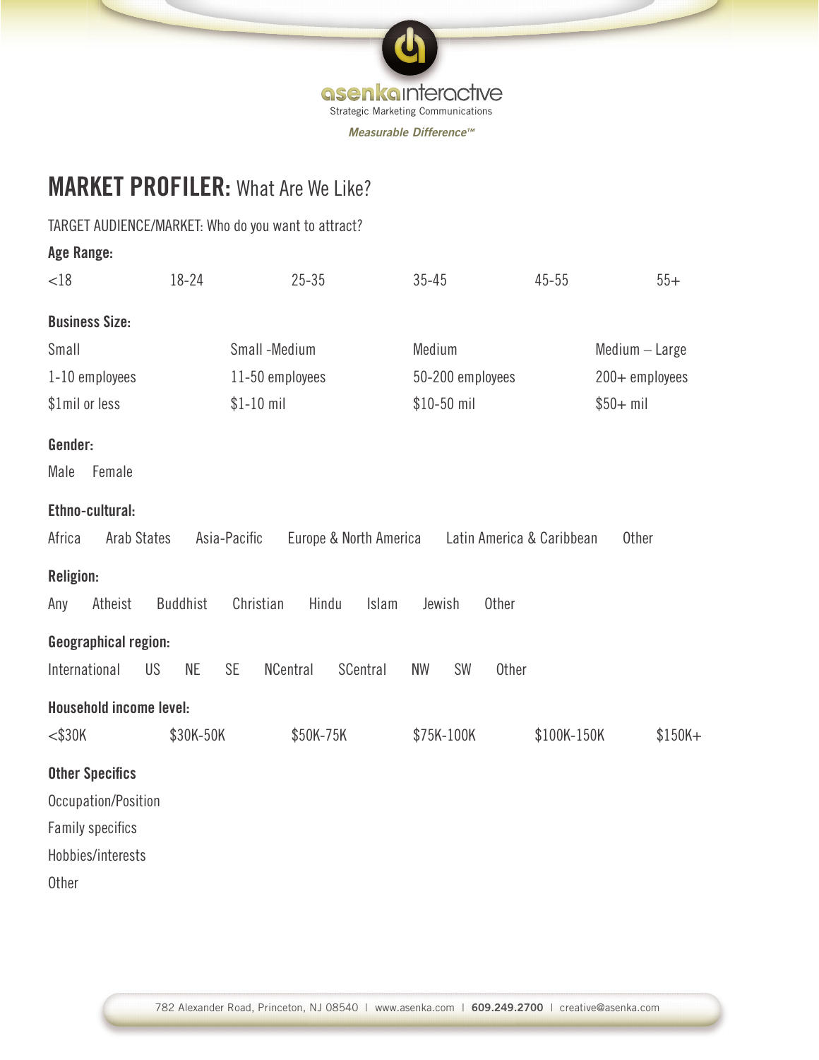asenkainteractive
Strategic Marketing Communications
*Measurable Difference™*

# **MARKET PROFILER:** What Are We Like?

TARGET AUDIENCE/MARKET: Who do you want to attract?

**Age Range:**

<18 18-24 25-35 35-45 45-55 55+

**Business Size:**

| | | | |
|---|---|---|---|
| Small | Small -Medium | Medium | Medium – Large |
| 1-10 employees | 11-50 employees | 50-200 employees | 200+ employees |
| $1mil or less | $1-10 mil | $10-50 mil | $50+ mil |

**Gender:**

Male Female

**Ethno-cultural:**

Africa Arab States Asia-Pacific Europe & North America Latin America & Caribbean Other

**Religion:**

Any Atheist Buddhist Christian Hindu Islam Jewish Other

**Geographical region:**

International US NE SE NCentral SCentral NW SW Other

**Household income level:**

<$30K $30K-50K $50K-75K $75K-100K $100K-150K $150K+

**Other Specifics**

Occupation/Position

Family specifics

Hobbies/interests

Other

782 Alexander Road, Princeton, NJ 08540 | www.asenka.com | **609.249.2700** | creative@asenka.com